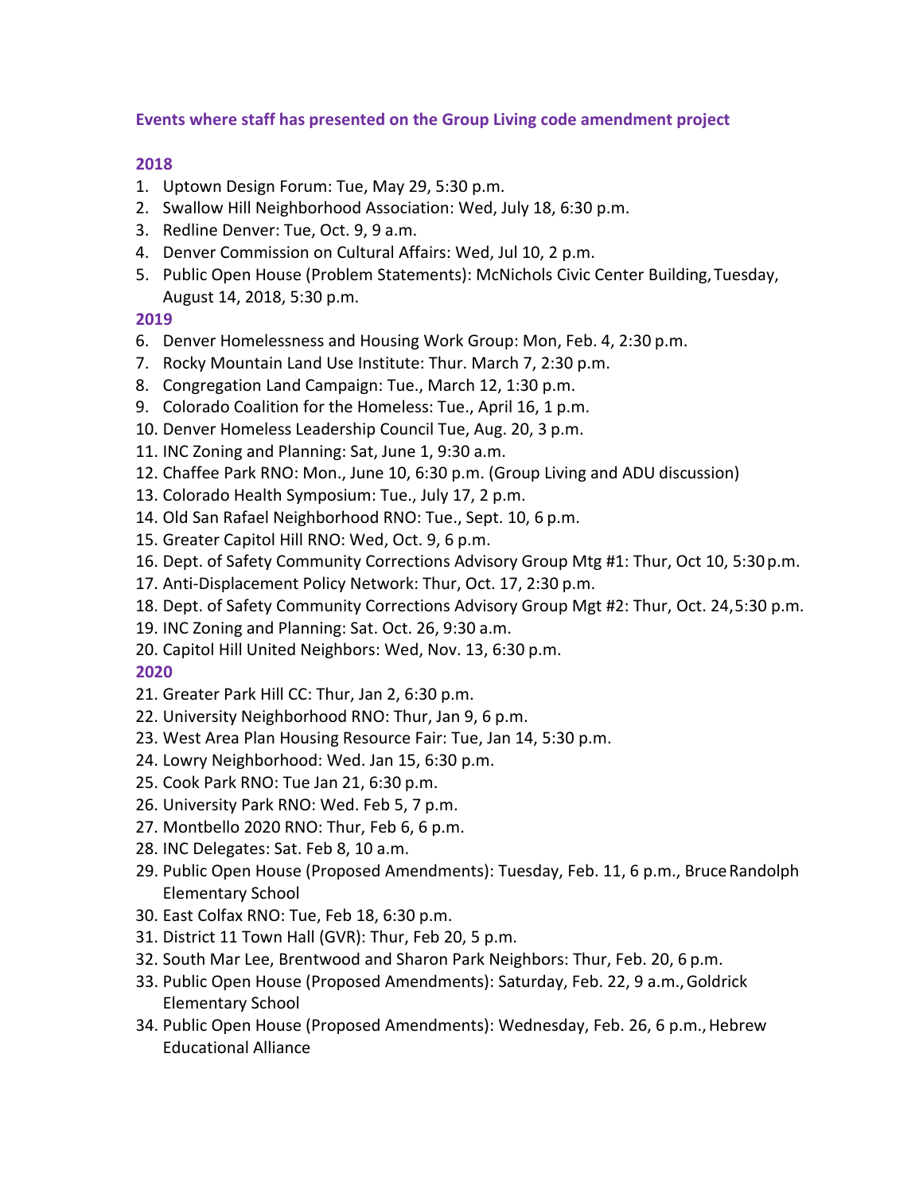**Events where staff has presented on the Group Living code amendment project**

**2018**

1. Uptown Design Forum: Tue, May 29, 5:30 p.m.
2. Swallow Hill Neighborhood Association: Wed, July 18, 6:30 p.m.
3. Redline Denver: Tue, Oct. 9, 9 a.m.
4. Denver Commission on Cultural Affairs: Wed, Jul 10, 2 p.m.
5. Public Open House (Problem Statements): McNichols Civic Center Building, Tuesday, August 14, 2018, 5:30 p.m.

**2019**

6. Denver Homelessness and Housing Work Group: Mon, Feb. 4, 2:30 p.m.
7. Rocky Mountain Land Use Institute: Thur. March 7, 2:30 p.m.
8. Congregation Land Campaign: Tue., March 12, 1:30 p.m.
9. Colorado Coalition for the Homeless: Tue., April 16, 1 p.m.
10. Denver Homeless Leadership Council Tue, Aug. 20, 3 p.m.
11. INC Zoning and Planning: Sat, June 1, 9:30 a.m.
12. Chaffee Park RNO: Mon., June 10, 6:30 p.m. (Group Living and ADU discussion)
13. Colorado Health Symposium: Tue., July 17, 2 p.m.
14. Old San Rafael Neighborhood RNO: Tue., Sept. 10, 6 p.m.
15. Greater Capitol Hill RNO: Wed, Oct. 9, 6 p.m.
16. Dept. of Safety Community Corrections Advisory Group Mtg #1: Thur, Oct 10, 5:30 p.m.
17. Anti-Displacement Policy Network: Thur, Oct. 17, 2:30 p.m.
18. Dept. of Safety Community Corrections Advisory Group Mgt #2: Thur, Oct. 24, 5:30 p.m.
19. INC Zoning and Planning: Sat. Oct. 26, 9:30 a.m.
20. Capitol Hill United Neighbors: Wed, Nov. 13, 6:30 p.m.

**2020**

21. Greater Park Hill CC: Thur, Jan 2, 6:30 p.m.
22. University Neighborhood RNO: Thur, Jan 9, 6 p.m.
23. West Area Plan Housing Resource Fair: Tue, Jan 14, 5:30 p.m.
24. Lowry Neighborhood: Wed. Jan 15, 6:30 p.m.
25. Cook Park RNO: Tue Jan 21, 6:30 p.m.
26. University Park RNO: Wed. Feb 5, 7 p.m.
27. Montbello 2020 RNO: Thur, Feb 6, 6 p.m.
28. INC Delegates: Sat. Feb 8, 10 a.m.
29. Public Open House (Proposed Amendments): Tuesday, Feb. 11, 6 p.m., Bruce Randolph Elementary School
30. East Colfax RNO: Tue, Feb 18, 6:30 p.m.
31. District 11 Town Hall (GVR): Thur, Feb 20, 5 p.m.
32. South Mar Lee, Brentwood and Sharon Park Neighbors: Thur, Feb. 20, 6 p.m.
33. Public Open House (Proposed Amendments): Saturday, Feb. 22, 9 a.m., Goldrick Elementary School
34. Public Open House (Proposed Amendments): Wednesday, Feb. 26, 6 p.m., Hebrew Educational Alliance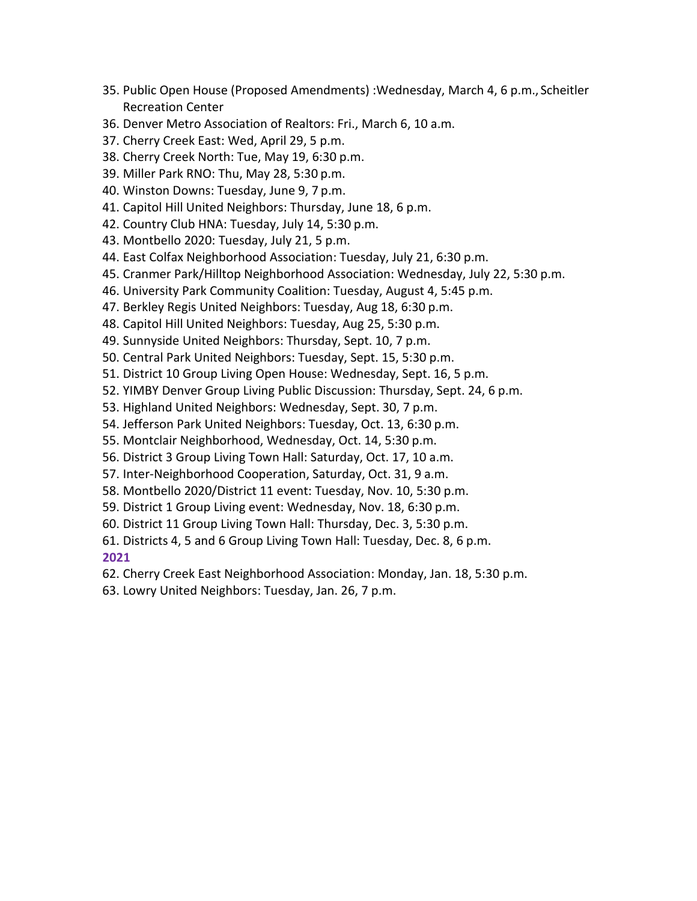35. Public Open House (Proposed Amendments) :Wednesday, March 4, 6 p.m., Scheitler Recreation Center
36. Denver Metro Association of Realtors: Fri., March 6, 10 a.m.
37. Cherry Creek East: Wed, April 29, 5 p.m.
38. Cherry Creek North: Tue, May 19, 6:30 p.m.
39. Miller Park RNO: Thu, May 28, 5:30 p.m.
40. Winston Downs: Tuesday, June 9, 7 p.m.
41. Capitol Hill United Neighbors: Thursday, June 18, 6 p.m.
42. Country Club HNA: Tuesday, July 14, 5:30 p.m.
43. Montbello 2020: Tuesday, July 21, 5 p.m.
44. East Colfax Neighborhood Association: Tuesday, July 21, 6:30 p.m.
45. Cranmer Park/Hilltop Neighborhood Association: Wednesday, July 22, 5:30 p.m.
46. University Park Community Coalition: Tuesday, August 4, 5:45 p.m.
47. Berkley Regis United Neighbors: Tuesday, Aug 18, 6:30 p.m.
48. Capitol Hill United Neighbors: Tuesday, Aug 25, 5:30 p.m.
49. Sunnyside United Neighbors: Thursday, Sept. 10, 7 p.m.
50. Central Park United Neighbors: Tuesday, Sept. 15, 5:30 p.m.
51. District 10 Group Living Open House: Wednesday, Sept. 16, 5 p.m.
52. YIMBY Denver Group Living Public Discussion: Thursday, Sept. 24, 6 p.m.
53. Highland United Neighbors: Wednesday, Sept. 30, 7 p.m.
54. Jefferson Park United Neighbors: Tuesday, Oct. 13, 6:30 p.m.
55. Montclair Neighborhood, Wednesday, Oct. 14, 5:30 p.m.
56. District 3 Group Living Town Hall: Saturday, Oct. 17, 10 a.m.
57. Inter-Neighborhood Cooperation, Saturday, Oct. 31, 9 a.m.
58. Montbello 2020/District 11 event: Tuesday, Nov. 10, 5:30 p.m.
59. District 1 Group Living event: Wednesday, Nov. 18, 6:30 p.m.
60. District 11 Group Living Town Hall: Thursday, Dec. 3, 5:30 p.m.
61. Districts 4, 5 and 6 Group Living Town Hall: Tuesday, Dec. 8, 6 p.m.

**2021**

62. Cherry Creek East Neighborhood Association: Monday, Jan. 18, 5:30 p.m.
63. Lowry United Neighbors: Tuesday, Jan. 26, 7 p.m.